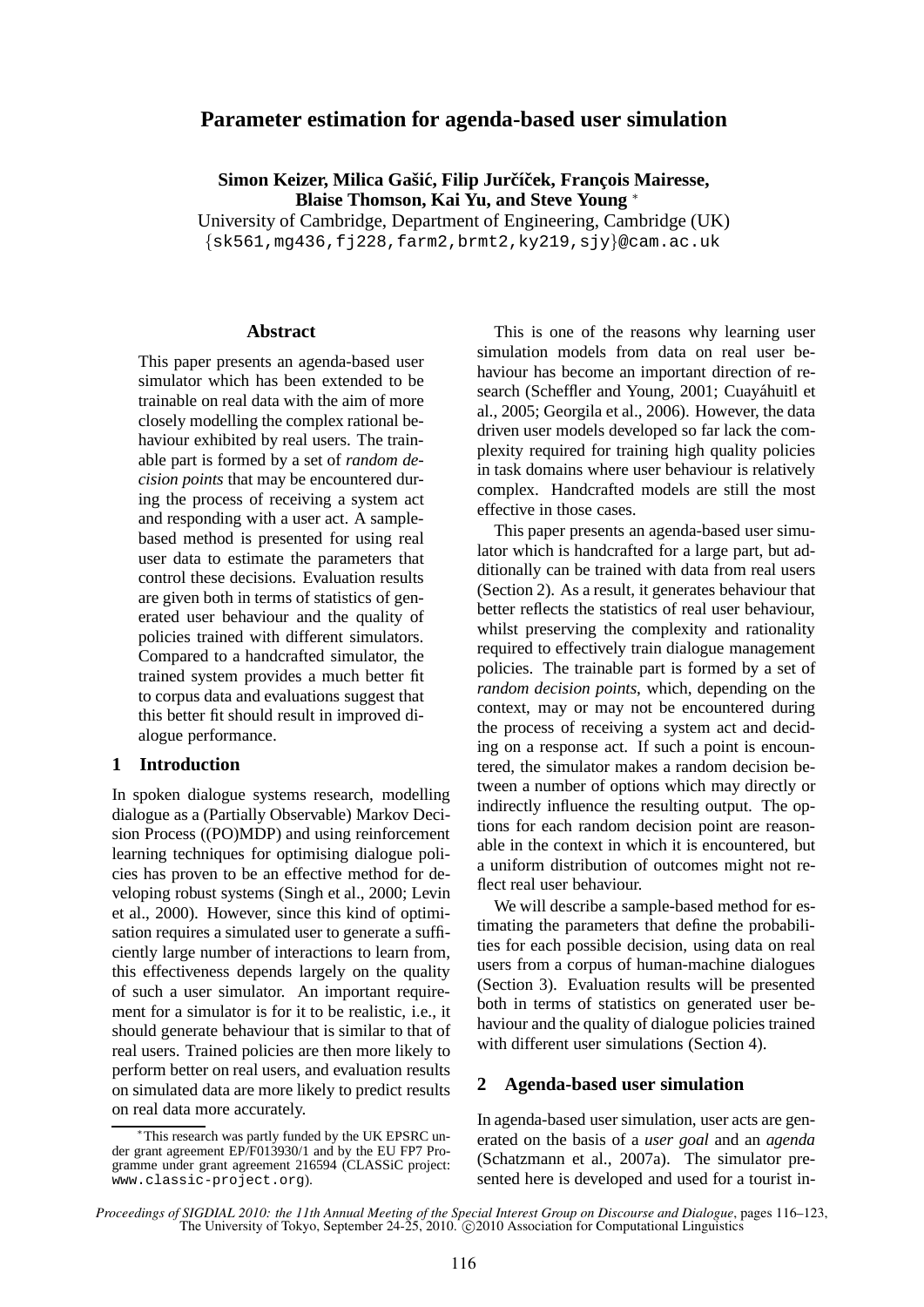# Parameter estimation for agenda-based user simulation

**Simon Keizer, Milica Gašić, Filip Jurčíček, François Mairesse, Blaise Thomson, Kai Yu, and Steve Young** *

University of Cambridge, Department of Engineering, Cambridge (UK)

{sk561,mg436,fj228,farm2,brmt2,ky219,sjy}@cam.ac.uk

## Abstract

This paper presents an agenda-based user simulator which has been extended to be trainable on real data with the aim of more closely modelling the complex rational behaviour exhibited by real users. The trainable part is formed by a set of *random decision points* that may be encountered during the process of receiving a system act and responding with a user act. A sample-based method is presented for using real user data to estimate the parameters that control these decisions. Evaluation results are given both in terms of statistics of generated user behaviour and the quality of policies trained with different simulators. Compared to a handcrafted simulator, the trained system provides a much better fit to corpus data and evaluations suggest that this better fit should result in improved dialogue performance.

## 1 Introduction

In spoken dialogue systems research, modelling dialogue as a (Partially Observable) Markov Decision Process ((PO)MDP) and using reinforcement learning techniques for optimising dialogue policies has proven to be an effective method for developing robust systems (Singh et al., 2000; Levin et al., 2000). However, since this kind of optimisation requires a simulated user to generate a sufficiently large number of interactions to learn from, this effectiveness depends largely on the quality of such a user simulator. An important requirement for a simulator is for it to be realistic, i.e., it should generate behaviour that is similar to that of real users. Trained policies are then more likely to perform better on real users, and evaluation results on simulated data are more likely to predict results on real data more accurately.

This is one of the reasons why learning user simulation models from data on real user behaviour has become an important direction of research (Scheffler and Young, 2001; Cuayáhuitl et al., 2005; Georgila et al., 2006). However, the data driven user models developed so far lack the complexity required for training high quality policies in task domains where user behaviour is relatively complex. Handcrafted models are still the most effective in those cases.

This paper presents an agenda-based user simulator which is handcrafted for a large part, but additionally can be trained with data from real users (Section 2). As a result, it generates behaviour that better reflects the statistics of real user behaviour, whilst preserving the complexity and rationality required to effectively train dialogue management policies. The trainable part is formed by a set of *random decision points*, which, depending on the context, may or may not be encountered during the process of receiving a system act and deciding on a response act. If such a point is encountered, the simulator makes a random decision between a number of options which may directly or indirectly influence the resulting output. The options for each random decision point are reasonable in the context in which it is encountered, but a uniform distribution of outcomes might not reflect real user behaviour.

We will describe a sample-based method for estimating the parameters that define the probabilities for each possible decision, using data on real users from a corpus of human-machine dialogues (Section 3). Evaluation results will be presented both in terms of statistics on generated user behaviour and the quality of dialogue policies trained with different user simulations (Section 4).

## 2 Agenda-based user simulation

In agenda-based user simulation, user acts are generated on the basis of a *user goal* and an *agenda* (Schatzmann et al., 2007a). The simulator presented here is developed and used for a tourist in-

*This research was partly funded by the UK EPSRC under grant agreement EP/F013930/1 and by the EU FP7 Programme under grant agreement 216594 (CLASSiC project: www.classic-project.org).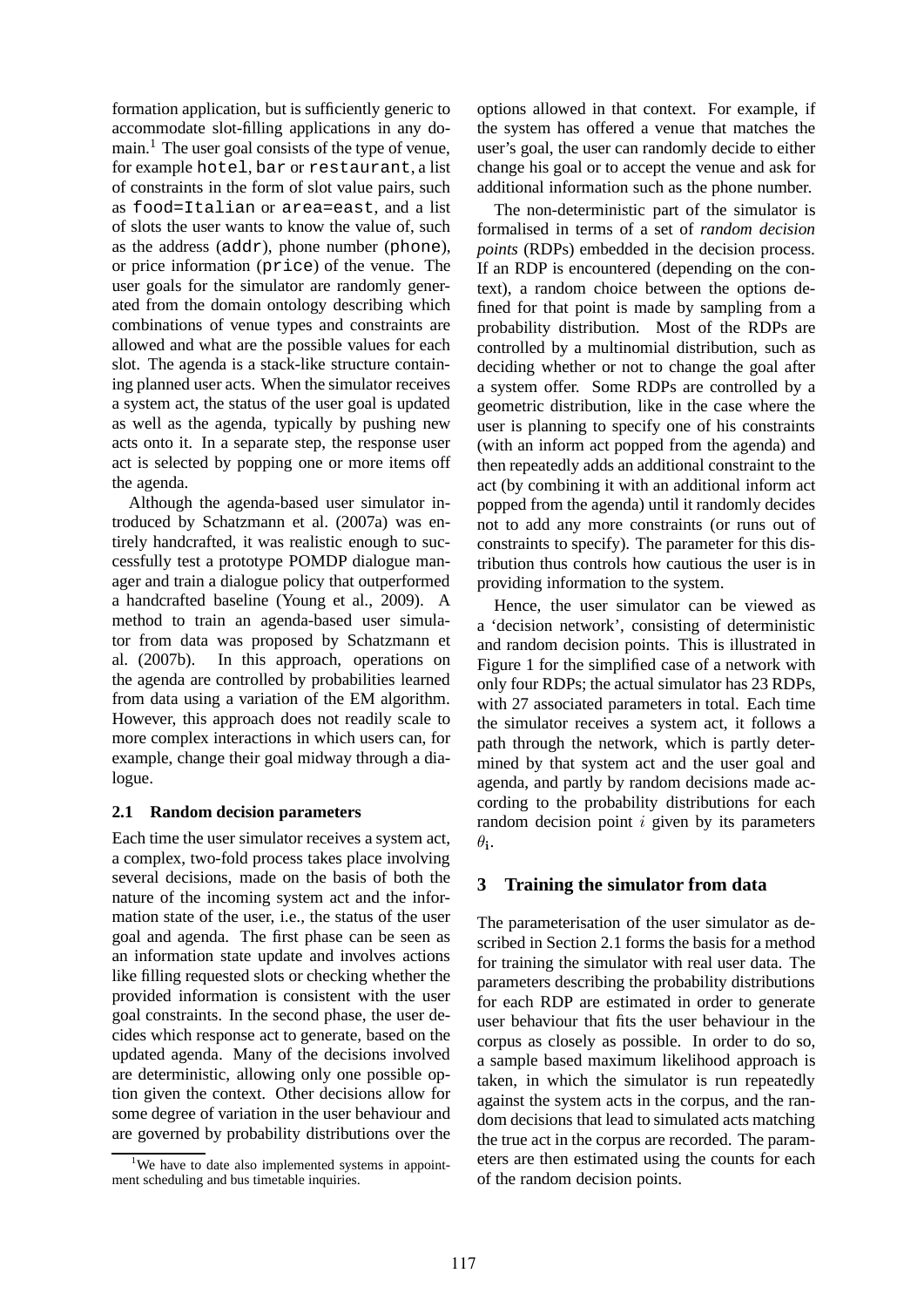formation application, but is sufficiently generic to accommodate slot-filling applications in any domain.[1] The user goal consists of the type of venue, for example hotel, bar or restaurant, a list of constraints in the form of slot value pairs, such as food=Italian or area=east, and a list of slots the user wants to know the value of, such as the address (addr), phone number (phone), or price information (price) of the venue. The user goals for the simulator are randomly generated from the domain ontology describing which combinations of venue types and constraints are allowed and what are the possible values for each slot. The agenda is a stack-like structure containing planned user acts. When the simulator receives a system act, the status of the user goal is updated as well as the agenda, typically by pushing new acts onto it. In a separate step, the response user act is selected by popping one or more items off the agenda.

Although the agenda-based user simulator introduced by Schatzmann et al. (2007a) was entirely handcrafted, it was realistic enough to successfully test a prototype POMDP dialogue manager and train a dialogue policy that outperformed a handcrafted baseline (Young et al., 2009). A method to train an agenda-based user simulator from data was proposed by Schatzmann et al. (2007b). In this approach, operations on the agenda are controlled by probabilities learned from data using a variation of the EM algorithm. However, this approach does not readily scale to more complex interactions in which users can, for example, change their goal midway through a dialogue.

### 2.1 Random decision parameters

Each time the user simulator receives a system act, a complex, two-fold process takes place involving several decisions, made on the basis of both the nature of the incoming system act and the information state of the user, i.e., the status of the user goal and agenda. The first phase can be seen as an information state update and involves actions like filling requested slots or checking whether the provided information is consistent with the user goal constraints. In the second phase, the user decides which response act to generate, based on the updated agenda. Many of the decisions involved are deterministic, allowing only one possible option given the context. Other decisions allow for some degree of variation in the user behaviour and are governed by probability distributions over the options allowed in that context. For example, if the system has offered a venue that matches the user's goal, the user can randomly decide to either change his goal or to accept the venue and ask for additional information such as the phone number.

The non-deterministic part of the simulator is formalised in terms of a set of *random decision points* (RDPs) embedded in the decision process. If an RDP is encountered (depending on the context), a random choice between the options defined for that point is made by sampling from a probability distribution. Most of the RDPs are controlled by a multinomial distribution, such as deciding whether or not to change the goal after a system offer. Some RDPs are controlled by a geometric distribution, like in the case where the user is planning to specify one of his constraints (with an inform act popped from the agenda) and then repeatedly adds an additional constraint to the act (by combining it with an additional inform act popped from the agenda) until it randomly decides not to add any more constraints (or runs out of constraints to specify). The parameter for this distribution thus controls how cautious the user is in providing information to the system.

Hence, the user simulator can be viewed as a 'decision network', consisting of deterministic and random decision points. This is illustrated in Figure 1 for the simplified case of a network with only four RDPs; the actual simulator has 23 RDPs, with 27 associated parameters in total. Each time the simulator receives a system act, it follows a path through the network, which is partly determined by that system act and the user goal and agenda, and partly by random decisions made according to the probability distributions for each random decision point $i$ given by its parameters $\theta_i$.

## 3 Training the simulator from data

The parameterisation of the user simulator as described in Section 2.1 forms the basis for a method for training the simulator with real user data. The parameters describing the probability distributions for each RDP are estimated in order to generate user behaviour that fits the user behaviour in the corpus as closely as possible. In order to do so, a sample based maximum likelihood approach is taken, in which the simulator is run repeatedly against the system acts in the corpus, and the random decisions that lead to simulated acts matching the true act in the corpus are recorded. The parameters are then estimated using the counts for each of the random decision points.

[1] We have to date also implemented systems in appointment scheduling and bus timetable inquiries.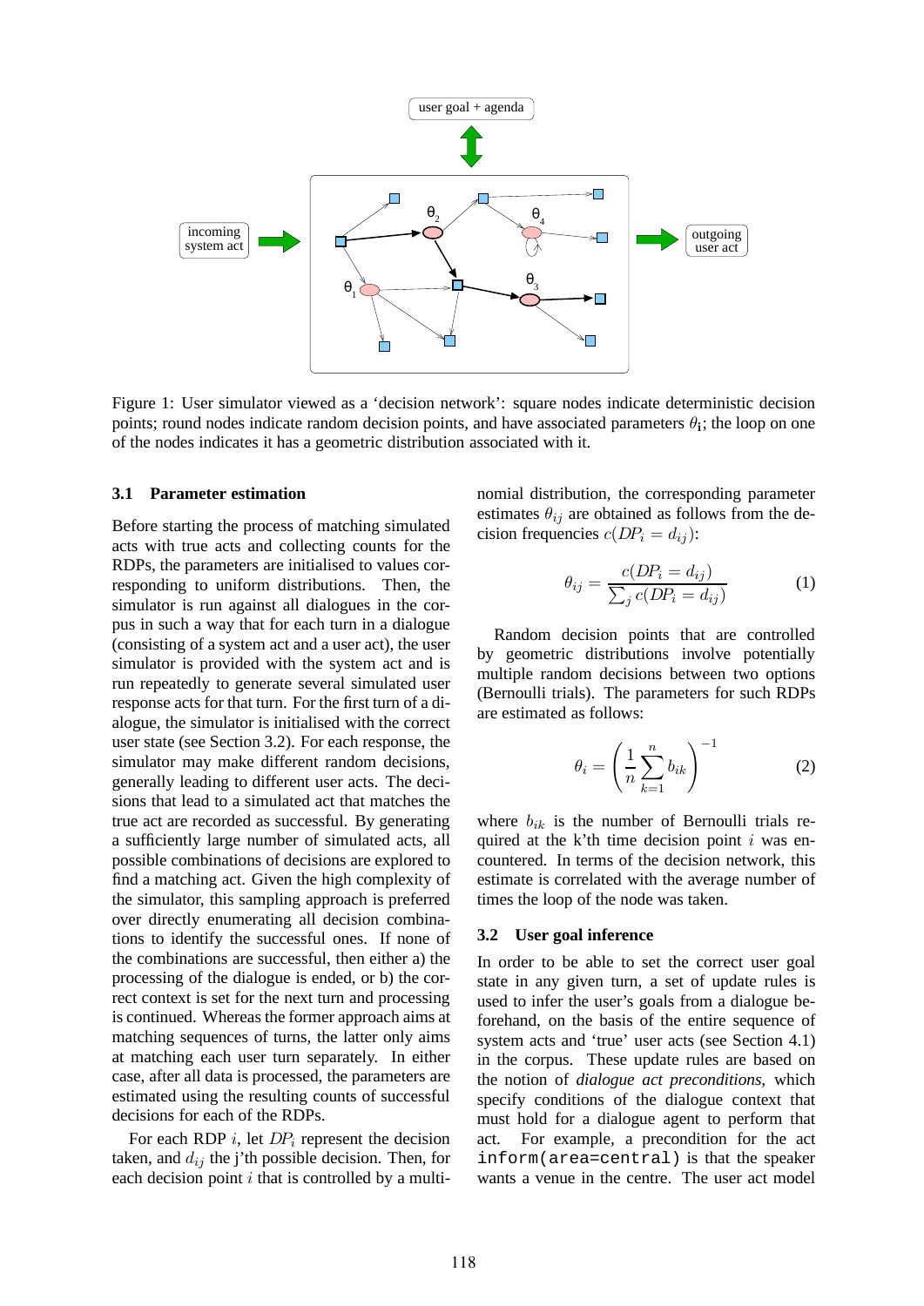Figure 1: User simulator viewed as a 'decision network': square nodes indicate deterministic decision points; round nodes indicate random decision points, and have associated parameters $\theta_i$; the loop on one of the nodes indicates it has a geometric distribution associated with it.

### 3.1 Parameter estimation

Before starting the process of matching simulated acts with true acts and collecting counts for the RDPs, the parameters are initialised to values corresponding to uniform distributions. Then, the simulator is run against all dialogues in the corpus in such a way that for each turn in a dialogue (consisting of a system act and a user act), the user simulator is provided with the system act and is run repeatedly to generate several simulated user response acts for that turn. For the first turn of a dialogue, the simulator is initialised with the correct user state (see Section 3.2). For each response, the simulator may make different random decisions, generally leading to different user acts. The decisions that lead to a simulated act that matches the true act are recorded as successful. By generating a sufficiently large number of simulated acts, all possible combinations of decisions are explored to find a matching act. Given the high complexity of the simulator, this sampling approach is preferred over directly enumerating all decision combinations to identify the successful ones. If none of the combinations are successful, then either a) the processing of the dialogue is ended, or b) the correct context is set for the next turn and processing is continued. Whereas the former approach aims at matching sequences of turns, the latter only aims at matching each user turn separately. In either case, after all data is processed, the parameters are estimated using the resulting counts of successful decisions for each of the RDPs.

For each RDP $i$, let $DP_i$ represent the decision taken, and $d_{ij}$ the j'th possible decision. Then, for each decision point $i$ that is controlled by a multinomial distribution, the corresponding parameter estimates $\theta_{ij}$ are obtained as follows from the decision frequencies $c(DP_i = d_{ij})$:

$$\theta_{ij} = \frac{c(DP_i = d_{ij})}{\sum_j c(DP_i = d_{ij})} \tag{1}$$

Random decision points that are controlled by geometric distributions involve potentially multiple random decisions between two options (Bernoulli trials). The parameters for such RDPs are estimated as follows:

$$\theta_i = \left( \frac{1}{n} \sum_{k=1}^{n} b_{ik} \right)^{-1} \tag{2}$$

where $b_{ik}$ is the number of Bernoulli trials required at the k'th time decision point $i$ was encountered. In terms of the decision network, this estimate is correlated with the average number of times the loop of the node was taken.

### 3.2 User goal inference

In order to be able to set the correct user goal state in any given turn, a set of update rules is used to infer the user's goals from a dialogue beforehand, on the basis of the entire sequence of system acts and 'true' user acts (see Section 4.1) in the corpus. These update rules are based on the notion of *dialogue act preconditions*, which specify conditions of the dialogue context that must hold for a dialogue agent to perform that act. For example, a precondition for the act `inform(area=central)` is that the speaker wants a venue in the centre. The user act model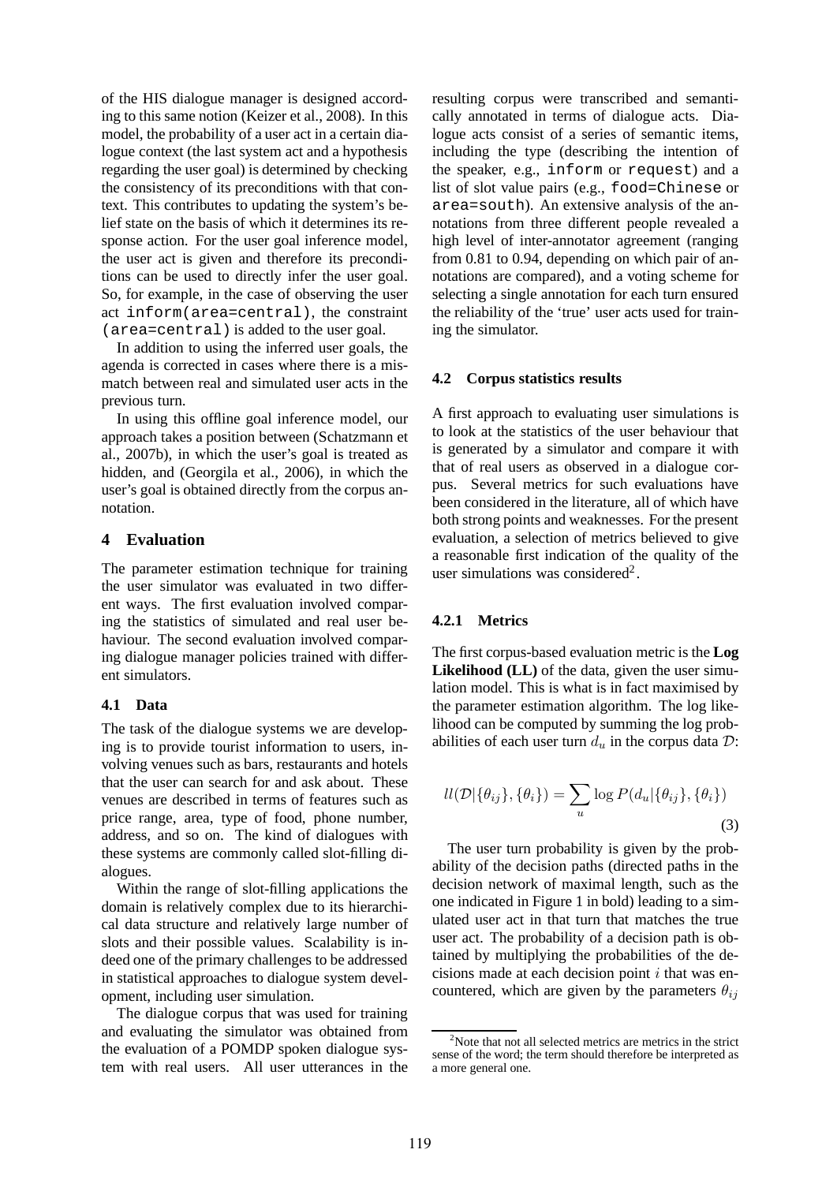of the HIS dialogue manager is designed according to this same notion (Keizer et al., 2008). In this model, the probability of a user act in a certain dialogue context (the last system act and a hypothesis regarding the user goal) is determined by checking the consistency of its preconditions with that context. This contributes to updating the system's belief state on the basis of which it determines its response action. For the user goal inference model, the user act is given and therefore its preconditions can be used to directly infer the user goal. So, for example, in the case of observing the user act `inform(area=central)`, the constraint `(area=central)` is added to the user goal.

In addition to using the inferred user goals, the agenda is corrected in cases where there is a mismatch between real and simulated user acts in the previous turn.

In using this offline goal inference model, our approach takes a position between (Schatzmann et al., 2007b), in which the user's goal is treated as hidden, and (Georgila et al., 2006), in which the user's goal is obtained directly from the corpus annotation.

## 4 Evaluation

The parameter estimation technique for training the user simulator was evaluated in two different ways. The first evaluation involved comparing the statistics of simulated and real user behaviour. The second evaluation involved comparing dialogue manager policies trained with different simulators.

### 4.1 Data

The task of the dialogue systems we are developing is to provide tourist information to users, involving venues such as bars, restaurants and hotels that the user can search for and ask about. These venues are described in terms of features such as price range, area, type of food, phone number, address, and so on. The kind of dialogues with these systems are commonly called slot-filling dialogues.

Within the range of slot-filling applications the domain is relatively complex due to its hierarchical data structure and relatively large number of slots and their possible values. Scalability is indeed one of the primary challenges to be addressed in statistical approaches to dialogue system development, including user simulation.

The dialogue corpus that was used for training and evaluating the simulator was obtained from the evaluation of a POMDP spoken dialogue system with real users. All user utterances in the resulting corpus were transcribed and semantically annotated in terms of dialogue acts. Dialogue acts consist of a series of semantic items, including the type (describing the intention of the speaker, e.g., `inform` or `request`) and a list of slot value pairs (e.g., `food=Chinese` or `area=south`). An extensive analysis of the annotations from three different people revealed a high level of inter-annotator agreement (ranging from 0.81 to 0.94, depending on which pair of annotations are compared), and a voting scheme for selecting a single annotation for each turn ensured the reliability of the 'true' user acts used for training the simulator.

### 4.2 Corpus statistics results

A first approach to evaluating user simulations is to look at the statistics of the user behaviour that is generated by a simulator and compare it with that of real users as observed in a dialogue corpus. Several metrics for such evaluations have been considered in the literature, all of which have both strong points and weaknesses. For the present evaluation, a selection of metrics believed to give a reasonable first indication of the quality of the user simulations was considered[2].

#### 4.2.1 Metrics

The first corpus-based evaluation metric is the **Log Likelihood (LL)** of the data, given the user simulation model. This is what is in fact maximised by the parameter estimation algorithm. The log likelihood can be computed by summing the log probabilities of each user turn $d_u$ in the corpus data $\mathcal{D}$:

$$ll(\mathcal{D}|\{\theta_{ij}\},\{\theta_i\}) = \sum_u \log P(d_u|\{\theta_{ij}\},\{\theta_i\}) \quad (3)$$

The user turn probability is given by the probability of the decision paths (directed paths in the decision network of maximal length, such as the one indicated in Figure 1 in bold) leading to a simulated user act in that turn that matches the true user act. The probability of a decision path is obtained by multiplying the probabilities of the decisions made at each decision point $i$ that was encountered, which are given by the parameters $\theta_{ij}$

[2] Note that not all selected metrics are metrics in the strict sense of the word; the term should therefore be interpreted as a more general one.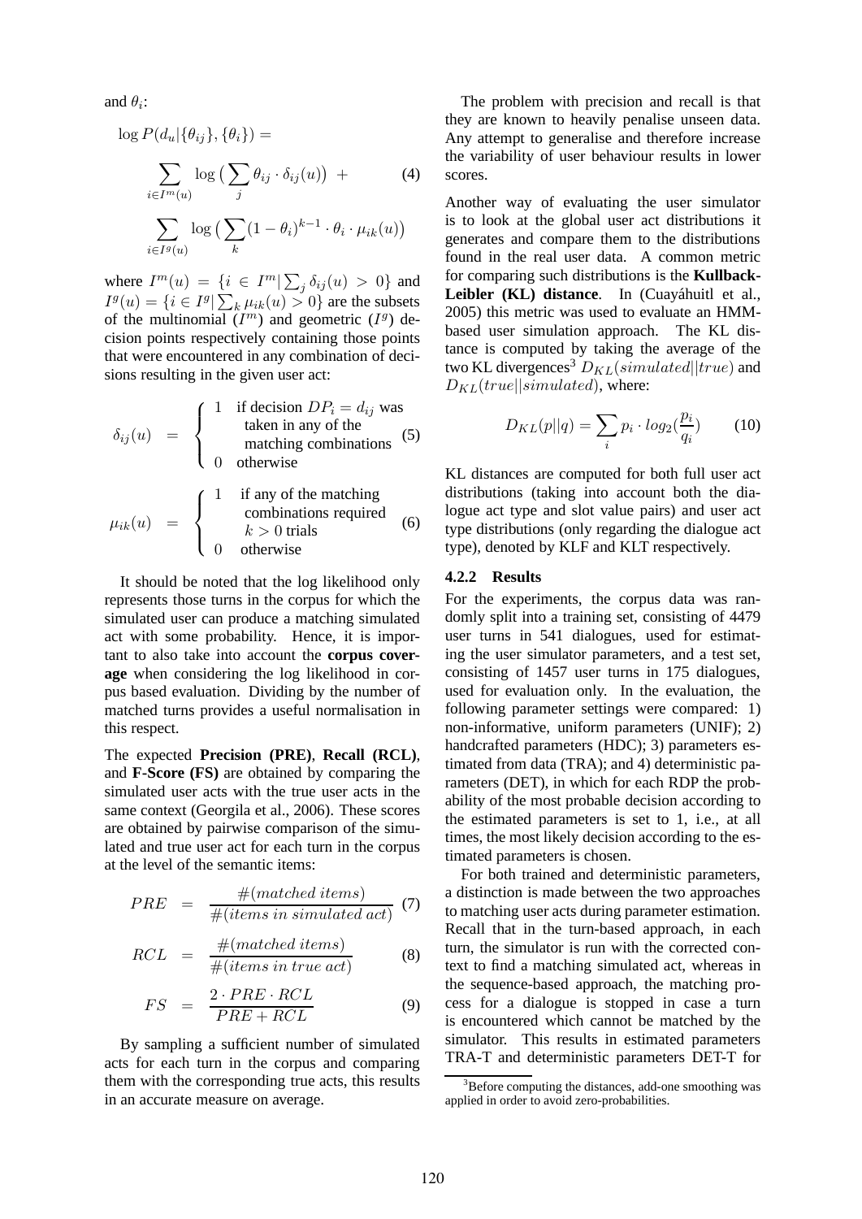and $\theta_i$:

$$\log P(d_u|\{\theta_{ij}\},\{\theta_i\}) = \sum_{i\in I^m(u)} \log\big(\sum_j \theta_{ij}\cdot\delta_{ij}(u)\big) + \sum_{i\in I^g(u)} \log\big(\sum_k (1-\theta_i)^{k-1}\cdot\theta_i\cdot\mu_{ik}(u)\big) \quad (4)$$

where $I^m(u) = \{i \in I^m | \sum_j \delta_{ij}(u) > 0\}$ and $I^g(u) = \{i \in I^g | \sum_k \mu_{ik}(u) > 0\}$ are the subsets of the multinomial ($I^m$) and geometric ($I^g$) decision points respectively containing those points that were encountered in any combination of decisions resulting in the given user act:

$$\delta_{ij}(u) = \begin{cases} 1 & \text{if decision } DP_i = d_{ij} \text{ was taken in any of the matching combinations} \\ 0 & \text{otherwise} \end{cases} \quad (5)$$

$$\mu_{ik}(u) = \begin{cases} 1 & \text{if any of the matching combinations required } k > 0 \text{ trials} \\ 0 & \text{otherwise} \end{cases} \quad (6)$$

It should be noted that the log likelihood only represents those turns in the corpus for which the simulated user can produce a matching simulated act with some probability. Hence, it is important to also take into account the **corpus coverage** when considering the log likelihood in corpus based evaluation. Dividing by the number of matched turns provides a useful normalisation in this respect.

The expected **Precision (PRE)**, **Recall (RCL)**, and **F-Score (FS)** are obtained by comparing the simulated user acts with the true user acts in the same context (Georgila et al., 2006). These scores are obtained by pairwise comparison of the simulated and true user act for each turn in the corpus at the level of the semantic items:

$$PRE = \frac{\#(matched\ items)}{\#(items\ in\ simulated\ act)} \quad (7)$$

$$RCL = \frac{\#(matched\ items)}{\#(items\ in\ true\ act)} \quad (8)$$

$$FS = \frac{2\cdot PRE\cdot RCL}{PRE + RCL} \quad (9)$$

By sampling a sufficient number of simulated acts for each turn in the corpus and comparing them with the corresponding true acts, this results in an accurate measure on average.

The problem with precision and recall is that they are known to heavily penalise unseen data. Any attempt to generalise and therefore increase the variability of user behaviour results in lower scores.

Another way of evaluating the user simulator is to look at the global user act distributions it generates and compare them to the distributions found in the real user data. A common metric for comparing such distributions is the **Kullback-Leibler (KL) distance**. In (Cuayáhuitl et al., 2005) this metric was used to evaluate an HMM-based user simulation approach. The KL distance is computed by taking the average of the two KL divergences[3] $D_{KL}(simulated||true)$ and $D_{KL}(true||simulated)$, where:

$$D_{KL}(p||q) = \sum_i p_i \cdot log_2(\frac{p_i}{q_i}) \quad (10)$$

KL distances are computed for both full user act distributions (taking into account both the dialogue act type and slot value pairs) and user act type distributions (only regarding the dialogue act type), denoted by KLF and KLT respectively.

#### 4.2.2 Results

For the experiments, the corpus data was randomly split into a training set, consisting of 4479 user turns in 541 dialogues, used for estimating the user simulator parameters, and a test set, consisting of 1457 user turns in 175 dialogues, used for evaluation only. In the evaluation, the following parameter settings were compared: 1) non-informative, uniform parameters (UNIF); 2) handcrafted parameters (HDC); 3) parameters estimated from data (TRA); and 4) deterministic parameters (DET), in which for each RDP the probability of the most probable decision according to the estimated parameters is set to 1, i.e., at all times, the most likely decision according to the estimated parameters is chosen.

For both trained and deterministic parameters, a distinction is made between the two approaches to matching user acts during parameter estimation. Recall that in the turn-based approach, in each turn, the simulator is run with the corrected context to find a matching simulated act, whereas in the sequence-based approach, the matching process for a dialogue is stopped in case a turn is encountered which cannot be matched by the simulator. This results in estimated parameters TRA-T and deterministic parameters DET-T for

[3] Before computing the distances, add-one smoothing was applied in order to avoid zero-probabilities.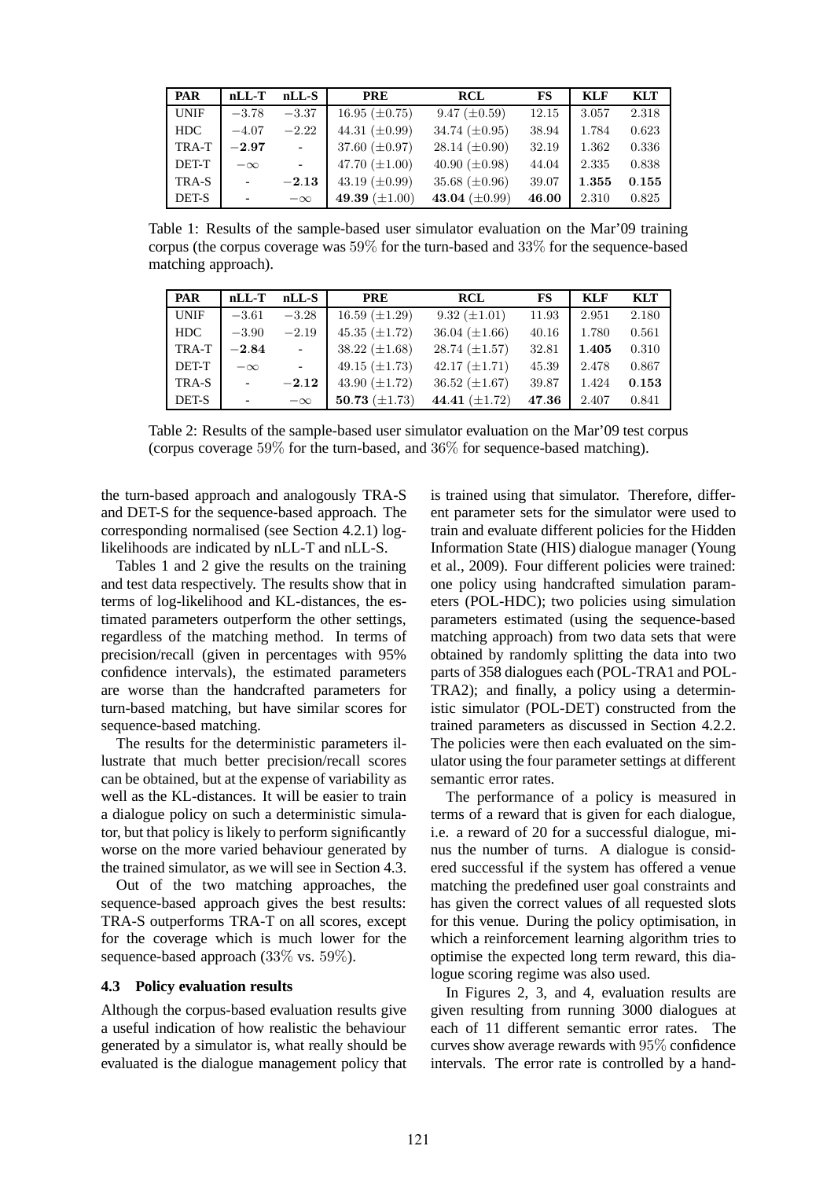| PAR | nLL-T | nLL-S | PRE | RCL | FS | KLF | KLT |
|---|---|---|---|---|---|---|---|
| UNIF | $-3.78$ | $-3.37$ | 16.95 ($\pm$0.75) | 9.47 ($\pm$0.59) | 12.15 | 3.057 | 2.318 |
| HDC | $-4.07$ | $-2.22$ | 44.31 ($\pm$0.99) | 34.74 ($\pm$0.95) | 38.94 | 1.784 | 0.623 |
| TRA-T | $\mathbf{-2.97}$ | - | 37.60 ($\pm$0.97) | 28.14 ($\pm$0.90) | 32.19 | 1.362 | 0.336 |
| DET-T | $-\infty$ | - | 47.70 ($\pm$1.00) | 40.90 ($\pm$0.98) | 44.04 | 2.335 | 0.838 |
| TRA-S | - | $\mathbf{-2.13}$ | 43.19 ($\pm$0.99) | 35.68 ($\pm$0.96) | 39.07 | **1.355** | **0.155** |
| DET-S | - | $-\infty$ | **49.39** ($\pm$1.00) | **43.04** ($\pm$0.99) | **46.00** | 2.310 | 0.825 |

Table 1: Results of the sample-based user simulator evaluation on the Mar'09 training corpus (the corpus coverage was 59% for the turn-based and 33% for the sequence-based matching approach).

| PAR | nLL-T | nLL-S | PRE | RCL | FS | KLF | KLT |
|---|---|---|---|---|---|---|---|
| UNIF | $-3.61$ | $-3.28$ | 16.59 ($\pm$1.29) | 9.32 ($\pm$1.01) | 11.93 | 2.951 | 2.180 |
| HDC | $-3.90$ | $-2.19$ | 45.35 ($\pm$1.72) | 36.04 ($\pm$1.66) | 40.16 | 1.780 | 0.561 |
| TRA-T | $\mathbf{-2.84}$ | - | 38.22 ($\pm$1.68) | 28.74 ($\pm$1.57) | 32.81 | **1.405** | 0.310 |
| DET-T | $-\infty$ | - | 49.15 ($\pm$1.73) | 42.17 ($\pm$1.71) | 45.39 | 2.478 | 0.867 |
| TRA-S | - | $\mathbf{-2.12}$ | 43.90 ($\pm$1.72) | 36.52 ($\pm$1.67) | 39.87 | 1.424 | **0.153** |
| DET-S | - | $-\infty$ | **50.73** ($\pm$1.73) | **44.41** ($\pm$1.72) | **47.36** | 2.407 | 0.841 |

Table 2: Results of the sample-based user simulator evaluation on the Mar'09 test corpus (corpus coverage 59% for the turn-based, and 36% for sequence-based matching).

the turn-based approach and analogously TRA-S and DET-S for the sequence-based approach. The corresponding normalised (see Section 4.2.1) log-likelihoods are indicated by nLL-T and nLL-S.

Tables 1 and 2 give the results on the training and test data respectively. The results show that in terms of log-likelihood and KL-distances, the estimated parameters outperform the other settings, regardless of the matching method. In terms of precision/recall (given in percentages with 95% confidence intervals), the estimated parameters are worse than the handcrafted parameters for turn-based matching, but have similar scores for sequence-based matching.

The results for the deterministic parameters illustrate that much better precision/recall scores can be obtained, but at the expense of variability as well as the KL-distances. It will be easier to train a dialogue policy on such a deterministic simulator, but that policy is likely to perform significantly worse on the more varied behaviour generated by the trained simulator, as we will see in Section 4.3.

Out of the two matching approaches, the sequence-based approach gives the best results: TRA-S outperforms TRA-T on all scores, except for the coverage which is much lower for the sequence-based approach (33% vs. 59%).

### 4.3 Policy evaluation results

Although the corpus-based evaluation results give a useful indication of how realistic the behaviour generated by a simulator is, what really should be evaluated is the dialogue management policy that is trained using that simulator. Therefore, different parameter sets for the simulator were used to train and evaluate different policies for the Hidden Information State (HIS) dialogue manager (Young et al., 2009). Four different policies were trained: one policy using handcrafted simulation parameters (POL-HDC); two policies using simulation parameters estimated (using the sequence-based matching approach) from two data sets that were obtained by randomly splitting the data into two parts of 358 dialogues each (POL-TRA1 and POL-TRA2); and finally, a policy using a deterministic simulator (POL-DET) constructed from the trained parameters as discussed in Section 4.2.2. The policies were then each evaluated on the simulator using the four parameter settings at different semantic error rates.

The performance of a policy is measured in terms of a reward that is given for each dialogue, i.e. a reward of 20 for a successful dialogue, minus the number of turns. A dialogue is considered successful if the system has offered a venue matching the predefined user goal constraints and has given the correct values of all requested slots for this venue. During the policy optimisation, in which a reinforcement learning algorithm tries to optimise the expected long term reward, this dialogue scoring regime was also used.

In Figures 2, 3, and 4, evaluation results are given resulting from running 3000 dialogues at each of 11 different semantic error rates. The curves show average rewards with 95% confidence intervals. The error rate is controlled by a hand-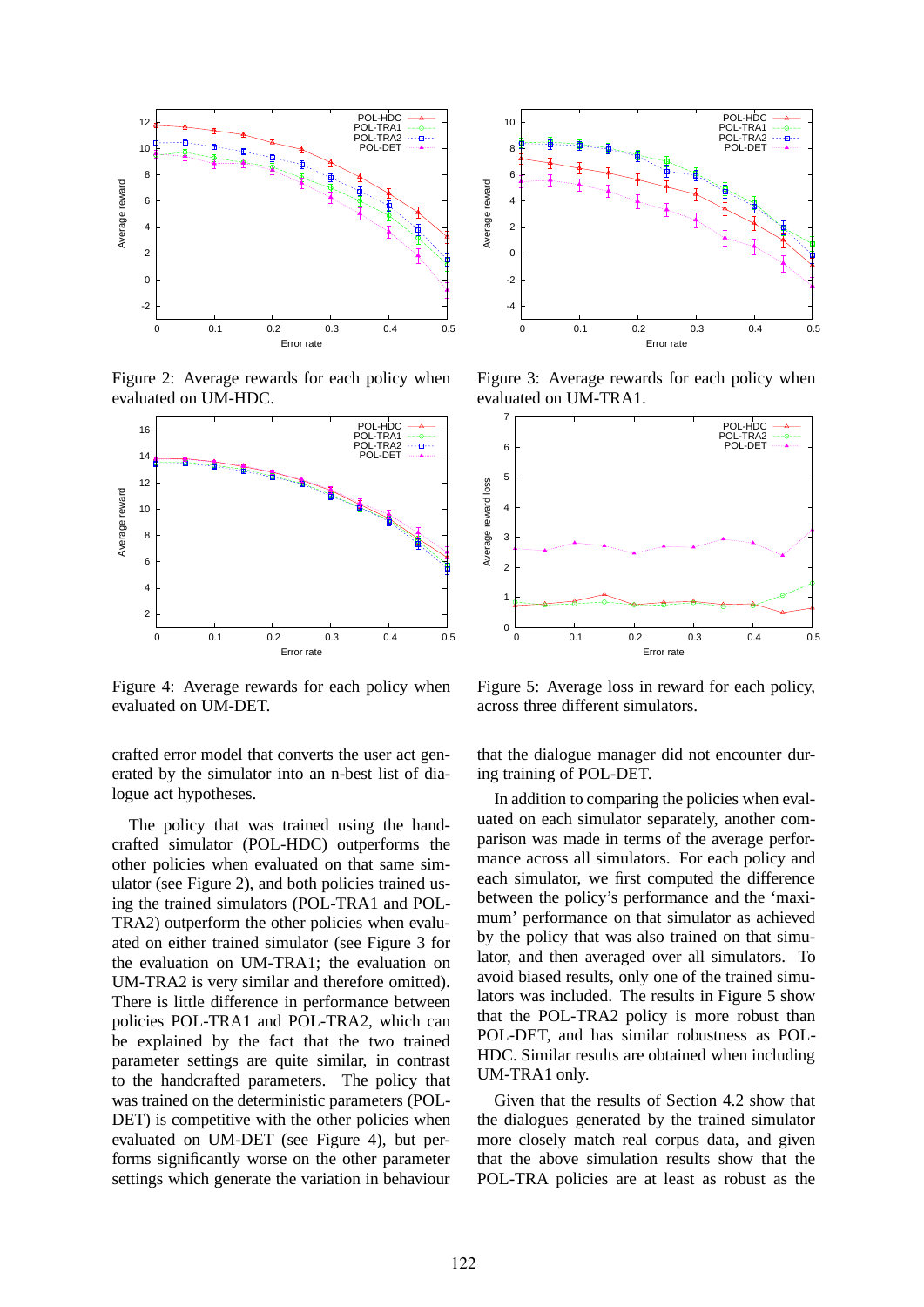Figure 2: Average rewards for each policy when evaluated on UM-HDC.

Figure 3: Average rewards for each policy when evaluated on UM-TRA1.

Figure 4: Average rewards for each policy when evaluated on UM-DET.

Figure 5: Average loss in reward for each policy, across three different simulators.

crafted error model that converts the user act generated by the simulator into an n-best list of dialogue act hypotheses.

The policy that was trained using the handcrafted simulator (POL-HDC) outperforms the other policies when evaluated on that same simulator (see Figure 2), and both policies trained using the trained simulators (POL-TRA1 and POL-TRA2) outperform the other policies when evaluated on either trained simulator (see Figure 3 for the evaluation on UM-TRA1; the evaluation on UM-TRA2 is very similar and therefore omitted). There is little difference in performance between policies POL-TRA1 and POL-TRA2, which can be explained by the fact that the two trained parameter settings are quite similar, in contrast to the handcrafted parameters. The policy that was trained on the deterministic parameters (POL-DET) is competitive with the other policies when evaluated on UM-DET (see Figure 4), but performs significantly worse on the other parameter settings which generate the variation in behaviour that the dialogue manager did not encounter during training of POL-DET.

In addition to comparing the policies when evaluated on each simulator separately, another comparison was made in terms of the average performance across all simulators. For each policy and each simulator, we first computed the difference between the policy's performance and the 'maximum' performance on that simulator as achieved by the policy that was also trained on that simulator, and then averaged over all simulators. To avoid biased results, only one of the trained simulators was included. The results in Figure 5 show that the POL-TRA2 policy is more robust than POL-DET, and has similar robustness as POL-HDC. Similar results are obtained when including UM-TRA1 only.

Given that the results of Section 4.2 show that the dialogues generated by the trained simulator more closely match real corpus data, and given that the above simulation results show that the POL-TRA policies are at least as robust as the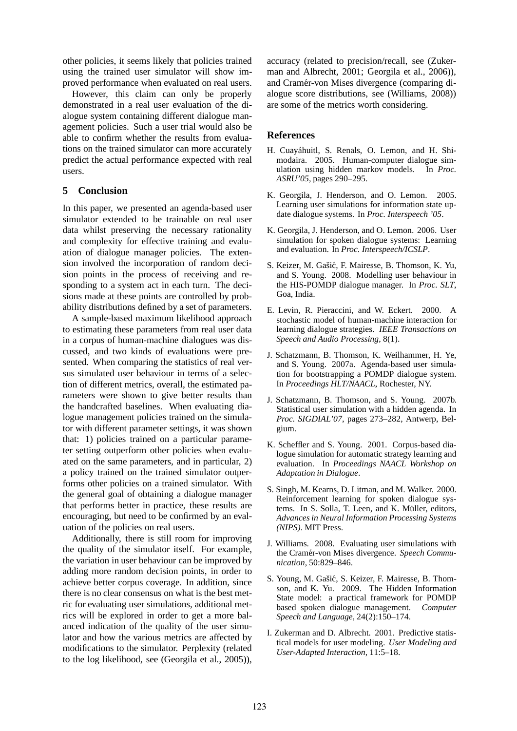other policies, it seems likely that policies trained using the trained user simulator will show improved performance when evaluated on real users.

However, this claim can only be properly demonstrated in a real user evaluation of the dialogue system containing different dialogue management policies. Such a user trial would also be able to confirm whether the results from evaluations on the trained simulator can more accurately predict the actual performance expected with real users.

## 5 Conclusion

In this paper, we presented an agenda-based user simulator extended to be trainable on real user data whilst preserving the necessary rationality and complexity for effective training and evaluation of dialogue manager policies. The extension involved the incorporation of random decision points in the process of receiving and responding to a system act in each turn. The decisions made at these points are controlled by probability distributions defined by a set of parameters.

A sample-based maximum likelihood approach to estimating these parameters from real user data in a corpus of human-machine dialogues was discussed, and two kinds of evaluations were presented. When comparing the statistics of real versus simulated user behaviour in terms of a selection of different metrics, overall, the estimated parameters were shown to give better results than the handcrafted baselines. When evaluating dialogue management policies trained on the simulator with different parameter settings, it was shown that: 1) policies trained on a particular parameter setting outperform other policies when evaluated on the same parameters, and in particular, 2) a policy trained on the trained simulator outperforms other policies on a trained simulator. With the general goal of obtaining a dialogue manager that performs better in practice, these results are encouraging, but need to be confirmed by an evaluation of the policies on real users.

Additionally, there is still room for improving the quality of the simulator itself. For example, the variation in user behaviour can be improved by adding more random decision points, in order to achieve better corpus coverage. In addition, since there is no clear consensus on what is the best metric for evaluating user simulations, additional metrics will be explored in order to get a more balanced indication of the quality of the user simulator and how the various metrics are affected by modifications to the simulator. Perplexity (related to the log likelihood, see (Georgila et al., 2005)), accuracy (related to precision/recall, see (Zukerman and Albrecht, 2001; Georgila et al., 2006)), and Cramér-von Mises divergence (comparing dialogue score distributions, see (Williams, 2008)) are some of the metrics worth considering.

## References

H. Cuayáhuitl, S. Renals, O. Lemon, and H. Shimodaira. 2005. Human-computer dialogue simulation using hidden markov models. In *Proc. ASRU'05*, pages 290–295.

K. Georgila, J. Henderson, and O. Lemon. 2005. Learning user simulations for information state update dialogue systems. In *Proc. Interspeech '05*.

K. Georgila, J. Henderson, and O. Lemon. 2006. User simulation for spoken dialogue systems: Learning and evaluation. In *Proc. Interspeech/ICSLP*.

S. Keizer, M. Gašić, F. Mairesse, B. Thomson, K. Yu, and S. Young. 2008. Modelling user behaviour in the HIS-POMDP dialogue manager. In *Proc. SLT*, Goa, India.

E. Levin, R. Pieraccini, and W. Eckert. 2000. A stochastic model of human-machine interaction for learning dialogue strategies. *IEEE Transactions on Speech and Audio Processing*, 8(1).

J. Schatzmann, B. Thomson, K. Weilhammer, H. Ye, and S. Young. 2007a. Agenda-based user simulation for bootstrapping a POMDP dialogue system. In *Proceedings HLT/NAACL*, Rochester, NY.

J. Schatzmann, B. Thomson, and S. Young. 2007b. Statistical user simulation with a hidden agenda. In *Proc. SIGDIAL'07*, pages 273–282, Antwerp, Belgium.

K. Scheffler and S. Young. 2001. Corpus-based dialogue simulation for automatic strategy learning and evaluation. In *Proceedings NAACL Workshop on Adaptation in Dialogue*.

S. Singh, M. Kearns, D. Litman, and M. Walker. 2000. Reinforcement learning for spoken dialogue systems. In S. Solla, T. Leen, and K. Müller, editors, *Advances in Neural Information Processing Systems (NIPS)*. MIT Press.

J. Williams. 2008. Evaluating user simulations with the Cramér-von Mises divergence. *Speech Communication*, 50:829–846.

S. Young, M. Gašić, S. Keizer, F. Mairesse, B. Thomson, and K. Yu. 2009. The Hidden Information State model: a practical framework for POMDP based spoken dialogue management. *Computer Speech and Language*, 24(2):150–174.

I. Zukerman and D. Albrecht. 2001. Predictive statistical models for user modeling. *User Modeling and User-Adapted Interaction*, 11:5–18.